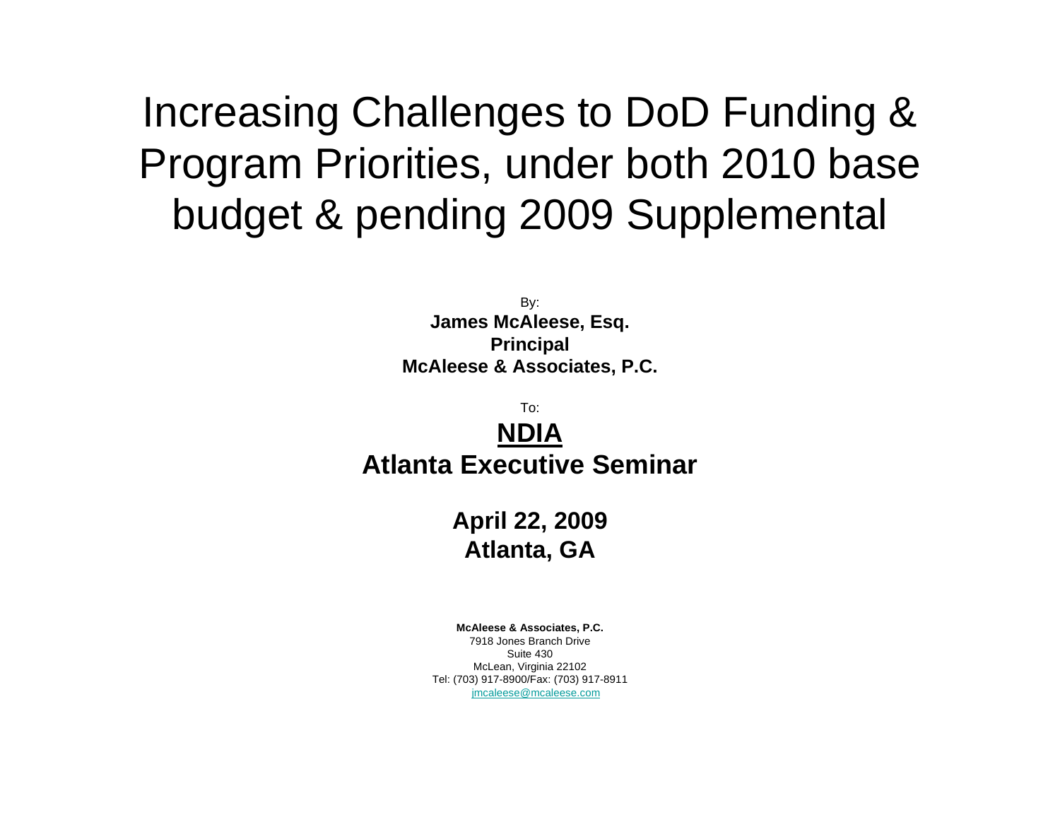# Increasing Challenges to DoD Funding & Program Priorities, under both 2010 base budget & pending 2009 Supplemental

By:

**James McAleese, Esq.**
**Principal**
**McAleese & Associates, P.C.**

To:

**NDIA**
**Atlanta Executive Seminar**

**April 22, 2009**
**Atlanta, GA**

**McAleese & Associates, P.C.**
7918 Jones Branch Drive
Suite 430
McLean, Virginia 22102
Tel: (703) 917-8900/Fax: (703) 917-8911
jmcaleese@mcaleese.com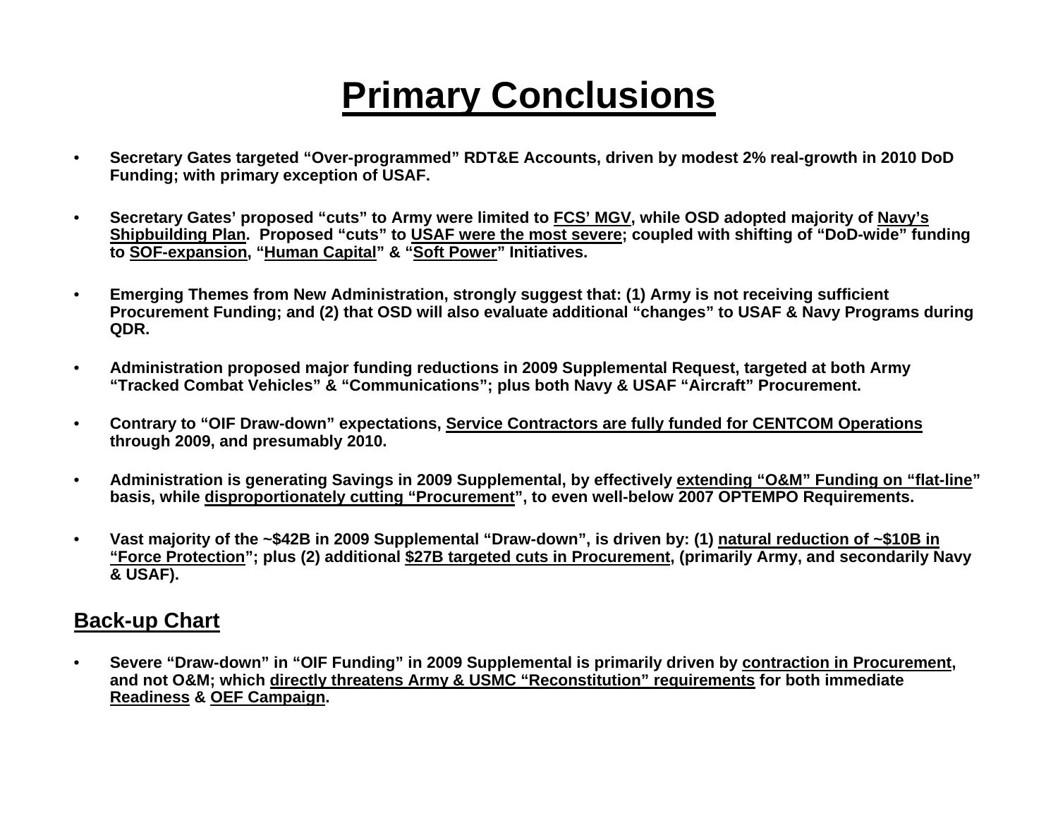# Primary Conclusions

- **Secretary Gates targeted "Over-programmed" RDT&E Accounts, driven by modest 2% real-growth in 2010 DoD Funding; with primary exception of USAF.**

- **Secretary Gates' proposed "cuts" to Army were limited to FCS' MGV, while OSD adopted majority of Navy's Shipbuilding Plan. Proposed "cuts" to USAF were the most severe; coupled with shifting of "DoD-wide" funding to SOF-expansion, "Human Capital" & "Soft Power" Initiatives.**

- **Emerging Themes from New Administration, strongly suggest that: (1) Army is not receiving sufficient Procurement Funding; and (2) that OSD will also evaluate additional "changes" to USAF & Navy Programs during QDR.**

- **Administration proposed major funding reductions in 2009 Supplemental Request, targeted at both Army "Tracked Combat Vehicles" & "Communications"; plus both Navy & USAF "Aircraft" Procurement.**

- **Contrary to "OIF Draw-down" expectations, Service Contractors are fully funded for CENTCOM Operations through 2009, and presumably 2010.**

- **Administration is generating Savings in 2009 Supplemental, by effectively extending "O&M" Funding on "flat-line" basis, while disproportionately cutting "Procurement", to even well-below 2007 OPTEMPO Requirements.**

- **Vast majority of the ~$42B in 2009 Supplemental "Draw-down", is driven by: (1) natural reduction of ~$10B in "Force Protection"; plus (2) additional $27B targeted cuts in Procurement, (primarily Army, and secondarily Navy & USAF).**

## Back-up Chart

- **Severe "Draw-down" in "OIF Funding" in 2009 Supplemental is primarily driven by contraction in Procurement, and not O&M; which directly threatens Army & USMC "Reconstitution" requirements for both immediate Readiness & OEF Campaign.**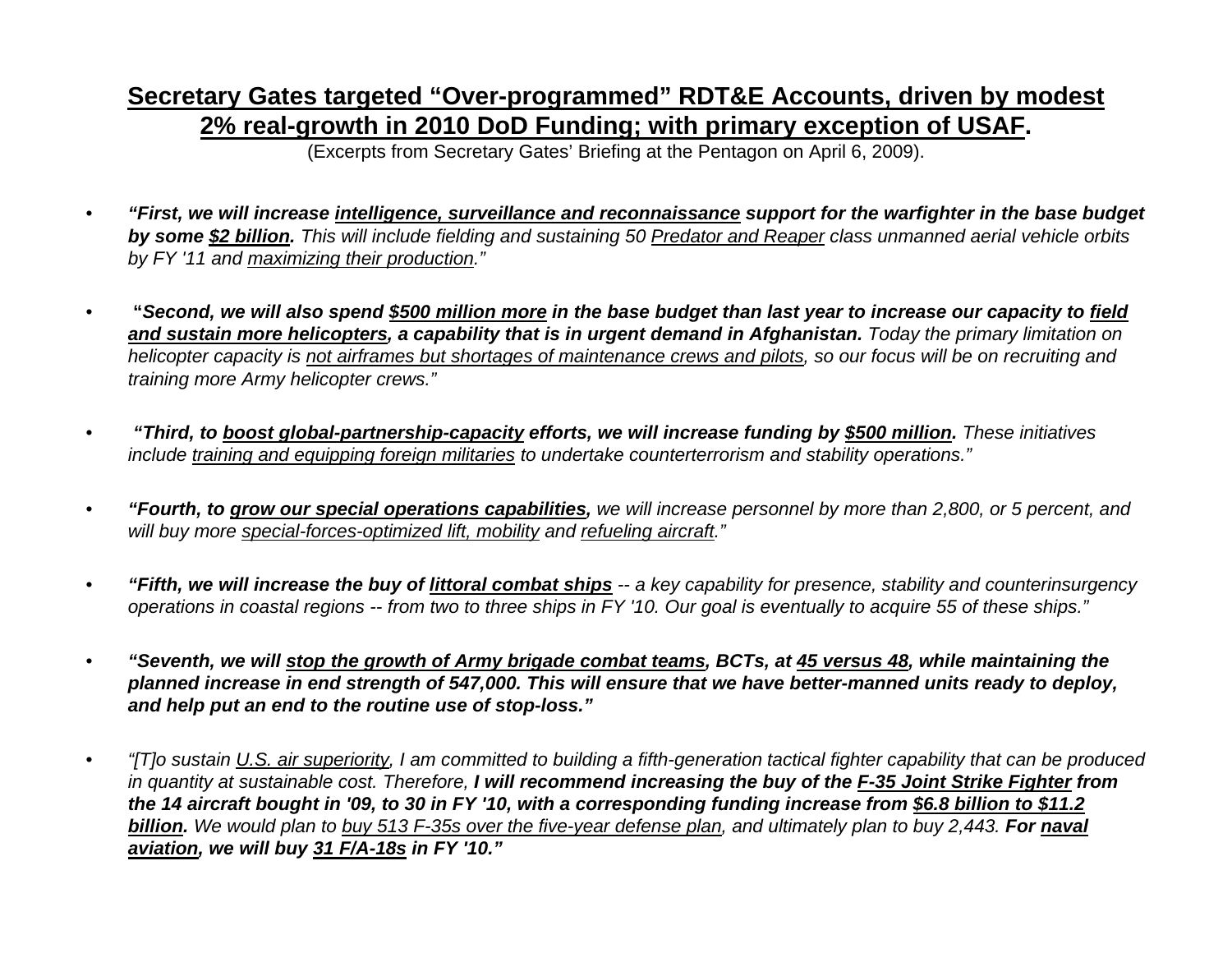## **Secretary Gates targeted "Over-programmed" RDT&E Accounts, driven by modest 2% real-growth in 2010 DoD Funding; with primary exception of USAF.**

(Excerpts from Secretary Gates' Briefing at the Pentagon on April 6, 2009).

- ***"First, we will increase intelligence, surveillance and reconnaissance support for the warfighter in the base budget by some $2 billion.*** *This will include fielding and sustaining 50 Predator and Reaper class unmanned aerial vehicle orbits by FY '11 and maximizing their production."*

- **"*Second, we will also spend $500 million more in the base budget than last year to increase our capacity to field and sustain more helicopters, a capability that is in urgent demand in Afghanistan.*** *Today the primary limitation on helicopter capacity is not airframes but shortages of maintenance crews and pilots, so our focus will be on recruiting and training more Army helicopter crews."*

- ***"Third, to boost global-partnership-capacity efforts, we will increase funding by $500 million.*** *These initiatives include training and equipping foreign militaries to undertake counterterrorism and stability operations."*

- ***"Fourth, to grow our special operations capabilities,*** *we will increase personnel by more than 2,800, or 5 percent, and will buy more special-forces-optimized lift, mobility and refueling aircraft."*

- ***"Fifth, we will increase the buy of littoral combat ships*** *-- a key capability for presence, stability and counterinsurgency operations in coastal regions -- from two to three ships in FY '10. Our goal is eventually to acquire 55 of these ships."*

- ***"Seventh, we will stop the growth of Army brigade combat teams, BCTs, at 45 versus 48, while maintaining the planned increase in end strength of 547,000. This will ensure that we have better-manned units ready to deploy, and help put an end to the routine use of stop-loss."***

- *"[T]o sustain U.S. air superiority, I am committed to building a fifth-generation tactical fighter capability that can be produced in quantity at sustainable cost. Therefore,* ***I will recommend increasing the buy of the F-35 Joint Strike Fighter from the 14 aircraft bought in '09, to 30 in FY '10, with a corresponding funding increase from $6.8 billion to $11.2 billion.*** *We would plan to buy 513 F-35s over the five-year defense plan, and ultimately plan to buy 2,443.* ***For naval aviation, we will buy 31 F/A-18s in FY '10."***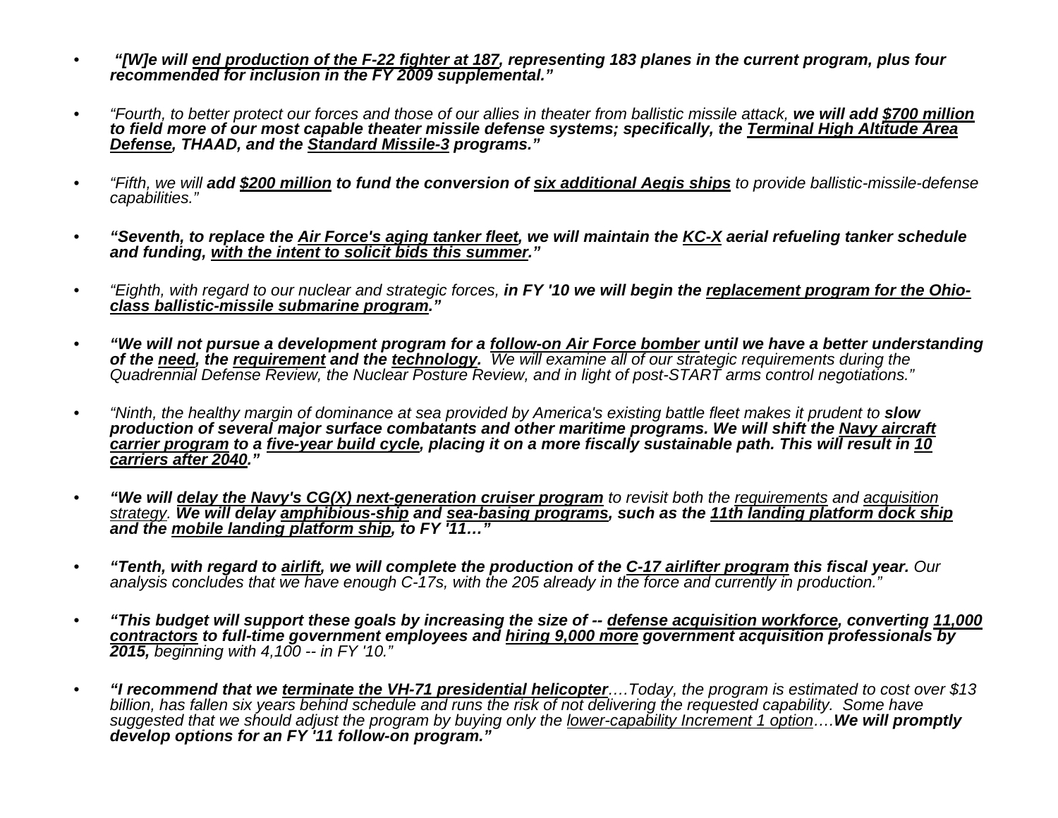- ***"[W]e will <u>end production of the F-22 fighter at 187</u>, representing 183 planes in the current program, plus four recommended for inclusion in the FY 2009 supplemental."***

- *"Fourth, to better protect our forces and those of our allies in theater from ballistic missile attack,* ***we will add <u>$700 million</u> to field more of our most capable theater missile defense systems; specifically, the <u>Terminal High Altitude Area Defense</u>, THAAD, and the <u>Standard Missile-3</u> programs."***

- *"Fifth, we will* ***add <u>$200 million</u> to fund the conversion of <u>six additional Aegis ships</u>*** *to provide ballistic-missile-defense capabilities."*

- ***"Seventh, to replace the <u>Air Force's aging tanker fleet</u>, we will maintain the <u>KC-X</u> aerial refueling tanker schedule and funding, <u>with the intent to solicit bids this summer</u>."***

- *"Eighth, with regard to our nuclear and strategic forces,* ***in FY '10 we will begin the <u>replacement program for the Ohio-class ballistic-missile submarine program</u>."***

- ***"We will not pursue a development program for a <u>follow-on Air Force bomber</u> until we have a better understanding of the <u>need</u>, the <u>requirement</u> and the <u>technology</u>.*** *We will examine all of our strategic requirements during the Quadrennial Defense Review, the Nuclear Posture Review, and in light of post-START arms control negotiations."*

- *"Ninth, the healthy margin of dominance at sea provided by America's existing battle fleet makes it prudent to* ***slow production of several major surface combatants and other maritime programs. We will shift the <u>Navy aircraft carrier program</u> to a <u>five-year build cycle</u>, placing it on a more fiscally sustainable path. This will result in <u>10 carriers after 2040</u>."***

- ***"We will <u>delay the Navy's CG(X) next-generation cruiser program</u>*** *to revisit both the <u>requirements</u> and <u>acquisition strategy</u>.* ***We will delay <u>amphibious-ship</u> and <u>sea-basing programs</u>, such as the <u>11th landing platform dock ship</u> and the <u>mobile landing platform ship</u>, to FY '11…"***

- ***"Tenth, with regard to <u>airlift</u>, we will complete the production of the <u>C-17 airlifter program</u> this fiscal year.*** *Our analysis concludes that we have enough C-17s, with the 205 already in the force and currently in production."*

- ***"This budget will support these goals by increasing the size of -- <u>defense acquisition workforce</u>, converting <u>11,000 contractors</u> to full-time government employees and <u>hiring 9,000 more</u> government acquisition professionals by 2015,*** *beginning with 4,100 -- in FY '10."*

- ***"I recommend that we <u>terminate the VH-71 presidential helicopter</u>****….Today, the program is estimated to cost over $13 billion, has fallen six years behind schedule and runs the risk of not delivering the requested capability. Some have suggested that we should adjust the program by buying only the <u>lower-capability Increment 1 option</u>….****We will promptly develop options for an FY '11 follow-on program."***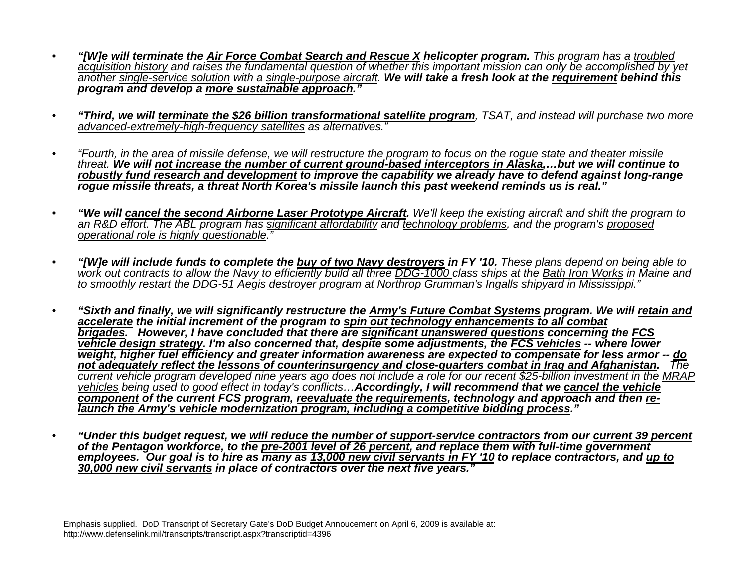- ***"[W]e will terminate the Air Force Combat Search and Rescue X helicopter program.*** *This program has a troubled acquisition history and raises the fundamental question of whether this important mission can only be accomplished by yet another single-service solution with a single-purpose aircraft.* ***We will take a fresh look at the requirement behind this program and develop a more sustainable approach."***

- ***"Third, we will terminate the $26 billion transformational satellite program****, TSAT, and instead will purchase two more advanced-extremely-high-frequency satellites as alternatives."*

- *"Fourth, in the area of missile defense, we will restructure the program to focus on the rogue state and theater missile threat.* ***We will not increase the number of current ground-based interceptors in Alaska,…but we will continue to robustly fund research and development to improve the capability we already have to defend against long-range rogue missile threats, a threat North Korea's missile launch this past weekend reminds us is real."***

- ***"We will cancel the second Airborne Laser Prototype Aircraft.*** *We'll keep the existing aircraft and shift the program to an R&D effort. The ABL program has significant affordability and technology problems, and the program's proposed operational role is highly questionable."*

- ***"[W]e will include funds to complete the buy of two Navy destroyers in FY '10.*** *These plans depend on being able to work out contracts to allow the Navy to efficiently build all three DDG-1000 class ships at the Bath Iron Works in Maine and to smoothly restart the DDG-51 Aegis destroyer program at Northrop Grumman's Ingalls shipyard in Mississippi."*

- ***"Sixth and finally, we will significantly restructure the Army's Future Combat Systems program. We will retain and accelerate the initial increment of the program to spin out technology enhancements to all combat brigades. However, I have concluded that there are significant unanswered questions concerning the FCS vehicle design strategy. I'm also concerned that, despite some adjustments, the FCS vehicles -- where lower weight, higher fuel efficiency and greater information awareness are expected to compensate for less armor -- do not adequately reflect the lessons of counterinsurgency and close-quarters combat in Iraq and Afghanistan.*** *The current vehicle program developed nine years ago does not include a role for our recent $25-billion investment in the MRAP vehicles being used to good effect in today's conflicts…* ***Accordingly, I will recommend that we cancel the vehicle component of the current FCS program, reevaluate the requirements, technology and approach and then re-launch the Army's vehicle modernization program, including a competitive bidding process."***

- ***"Under this budget request, we will reduce the number of support-service contractors from our current 39 percent of the Pentagon workforce, to the pre-2001 level of 26 percent, and replace them with full-time government employees. Our goal is to hire as many as 13,000 new civil servants in FY '10 to replace contractors, and up to 30,000 new civil servants in place of contractors over the next five years."***

Emphasis supplied. DoD Transcript of Secretary Gate's DoD Budget Annoucement on April 6, 2009 is available at: http://www.defenselink.mil/transcripts/transcript.aspx?transcriptid=4396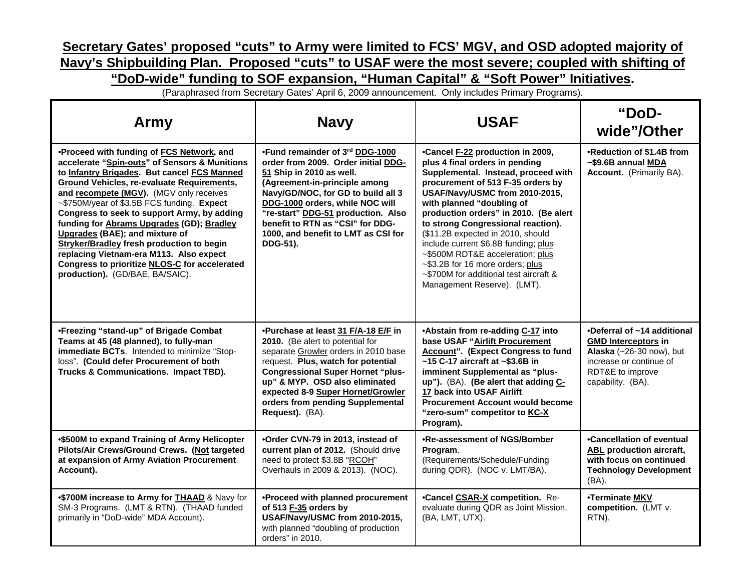**Secretary Gates' proposed "cuts" to Army were limited to FCS' MGV, and OSD adopted majority of Navy's Shipbuilding Plan. Proposed "cuts" to USAF were the most severe; coupled with shifting of "DoD-wide" funding to SOF expansion, "Human Capital" & "Soft Power" Initiatives.**

(Paraphrased from Secretary Gates' April 6, 2009 announcement. Only includes Primary Programs).

| Army | Navy | USAF | "DoD-wide"/Other |
|---|---|---|---|
| •**Proceed with funding of FCS Network, and accelerate "Spin-outs" of Sensors & Munitions to Infantry Brigades. But cancel FCS Manned Ground Vehicles, re-evaluate Requirements, and recompete (MGV).** (MGV only receives ~$750M/year of $3.5B FCS funding. **Expect Congress to seek to support Army, by adding funding for Abrams Upgrades (GD); Bradley Upgrades (BAE); and mixture of Stryker/Bradley fresh production to begin replacing Vietnam-era M113. Also expect Congress to prioritize NLOS-C for accelerated production).** (GD/BAE, BA/SAIC). | •**Fund remainder of 3rd DDG-1000 order from 2009. Order initial DDG-51 Ship in 2010 as well. (Agreement-in-principle among Navy/GD/NOC, for GD to build all 3 DDG-1000 orders, while NOC will "re-start" DDG-51 production. Also benefit to RTN as "CSI" for DDG-1000, and benefit to LMT as CSI for DDG-51).** | •**Cancel F-22 production in 2009, plus 4 final orders in pending Supplemental. Instead, proceed with procurement of 513 F-35 orders by USAF/Navy/USMC from 2010-2015, with planned "doubling of production orders" in 2010. (Be alert to strong Congressional reaction).** ($11.2B expected in 2010, should include current $6.8B funding; plus ~$500M RDT&E acceleration; plus ~$3.2B for 16 more orders; plus ~$700M for additional test aircraft & Management Reserve). (LMT). | •**Reduction of $1.4B from ~$9.6B annual MDA Account.** (Primarily BA). |
| •**Freezing "stand-up" of Brigade Combat Teams at 45 (48 planned), to fully-man immediate BCTs**. Intended to minimize "Stop-loss". **(Could defer Procurement of both Trucks & Communications. Impact TBD).** | •**Purchase at least 31 F/A-18 E/F in 2010.** (Be alert to potential for separate Growler orders in 2010 base request. **Plus, watch for potential Congressional Super Hornet "plus-up" & MYP. OSD also eliminated expected 8-9 Super Hornet/Growler orders from pending Supplemental Request).** (BA). | •**Abstain from re-adding C-17 into base USAF "Airlift Procurement Account". (Expect Congress to fund ~15 C-17 aircraft at ~$3.6B in imminent Supplemental as "plus-up").** (BA). **(Be alert that adding C-17 back into USAF Airlift Procurement Account would become "zero-sum" competitor to KC-X Program).** | •Deferral of ~14 additional **GMD Interceptors in Alaska** (~26-30 now), but increase or continue of RDT&E to improve capability. (BA). |
| •**$500M to expand Training of Army Helicopter Pilots/Air Crews/Ground Crews. (Not targeted at expansion of Army Aviation Procurement Account).** | •**Order CVN-79 in 2013, instead of current plan of 2012.** (Should drive need to protect $3.8B "RCOH" Overhauls in 2009 & 2013). (NOC). | •**Re-assessment of NGS/Bomber Program**. (Requirements/Schedule/Funding during QDR). (NOC v. LMT/BA). | •**Cancellation of eventual ABL production aircraft, with focus on continued Technology Development** (BA). |
| •**$700M increase to Army for THAAD** & Navy for SM-3 Programs. (LMT & RTN). (THAAD funded primarily in "DoD-wide" MDA Account). | •**Proceed with planned procurement of 513 F-35 orders by USAF/Navy/USMC from 2010-2015,** with planned "doubling of production orders" in 2010. | •**Cancel CSAR-X competition.** Re-evaluate during QDR as Joint Mission. (BA, LMT, UTX). | •**Terminate MKV competition.** (LMT v. RTN). |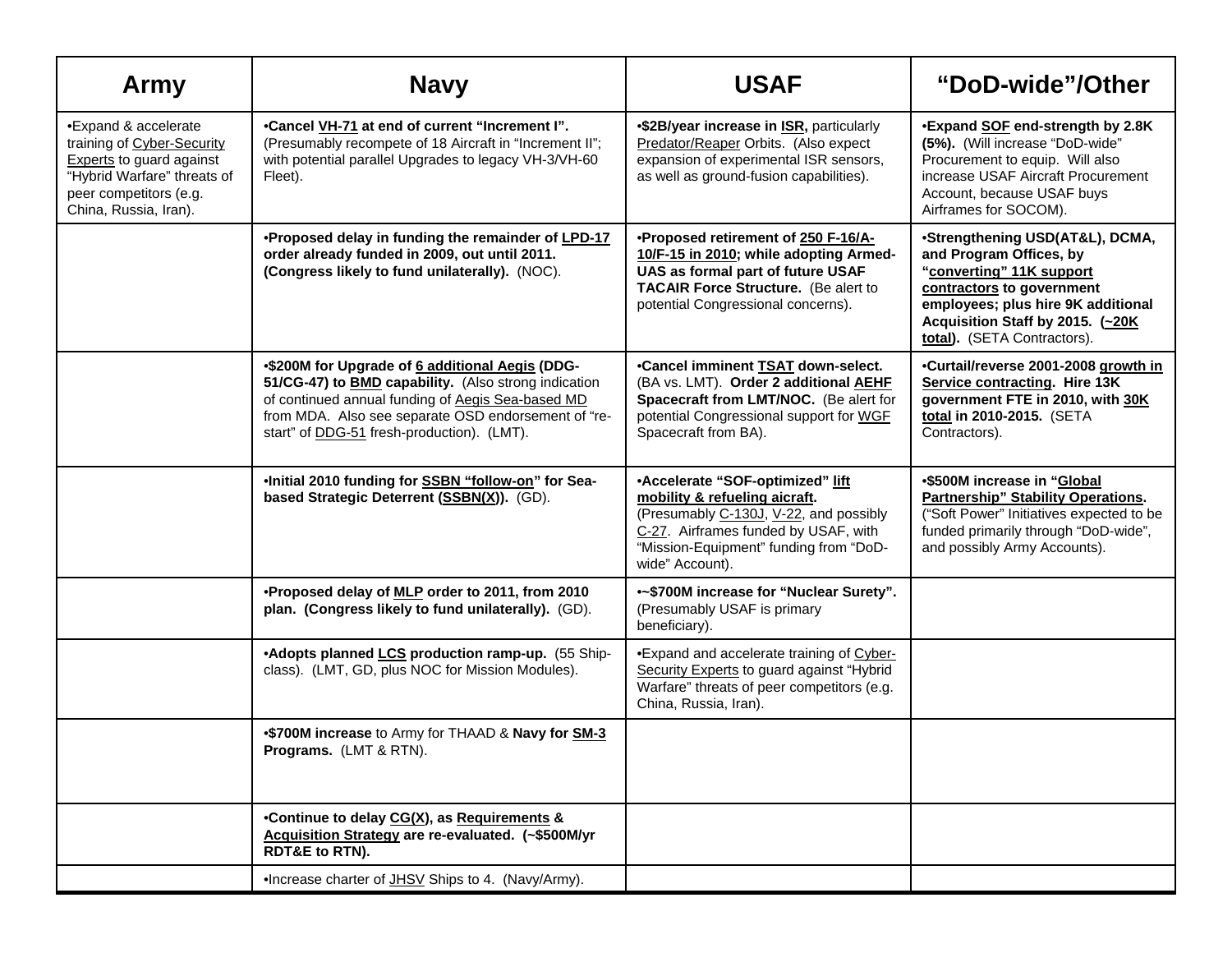| Army | Navy | USAF | "DoD-wide"/Other |
|---|---|---|---|
| •Expand & accelerate training of Cyber-Security Experts to guard against "Hybrid Warfare" threats of peer competitors (e.g. China, Russia, Iran). | •**Cancel VH-71 at end of current "Increment I".** (Presumably recompete of 18 Aircraft in "Increment II"; with potential parallel Upgrades to legacy VH-3/VH-60 Fleet). | •**$2B/year increase in ISR,** particularly Predator/Reaper Orbits. (Also expect expansion of experimental ISR sensors, as well as ground-fusion capabilities). | •**Expand SOF end-strength by 2.8K (5%).** (Will increase "DoD-wide" Procurement to equip. Will also increase USAF Aircraft Procurement Account, because USAF buys Airframes for SOCOM). |
| | •**Proposed delay in funding the remainder of LPD-17 order already funded in 2009, out until 2011. (Congress likely to fund unilaterally).** (NOC). | •**Proposed retirement of 250 F-16/A-10/F-15 in 2010; while adopting Armed-UAS as formal part of future USAF TACAIR Force Structure.** (Be alert to potential Congressional concerns). | •**Strengthening USD(AT&L), DCMA, and Program Offices, by "converting" 11K support contractors to government employees; plus hire 9K additional Acquisition Staff by 2015. (~20K total).** (SETA Contractors). |
| | •**$200M for Upgrade of 6 additional Aegis (DDG-51/CG-47) to BMD capability.** (Also strong indication of continued annual funding of Aegis Sea-based MD from MDA. Also see separate OSD endorsement of "re-start" of DDG-51 fresh-production). (LMT). | •**Cancel imminent TSAT down-select.** (BA vs. LMT). **Order 2 additional AEHF Spacecraft from LMT/NOC.** (Be alert for potential Congressional support for WGF Spacecraft from BA). | •**Curtail/reverse 2001-2008 growth in Service contracting. Hire 13K government FTE in 2010, with 30K total in 2010-2015.** (SETA Contractors). |
| | •**Initial 2010 funding for SSBN "follow-on" for Sea-based Strategic Deterrent (SSBN(X)).** (GD). | •**Accelerate "SOF-optimized" lift mobility & refueling aicraft.** (Presumably C-130J, V-22, and possibly C-27. Airframes funded by USAF, with "Mission-Equipment" funding from "DoD-wide" Account). | •**$500M increase in "Global Partnership" Stability Operations.** ("Soft Power" Initiatives expected to be funded primarily through "DoD-wide", and possibly Army Accounts). |
| | •**Proposed delay of MLP order to 2011, from 2010 plan. (Congress likely to fund unilaterally).** (GD). | •**~$700M increase for "Nuclear Surety".** (Presumably USAF is primary beneficiary). | |
| | •**Adopts planned LCS production ramp-up.** (55 Ship-class). (LMT, GD, plus NOC for Mission Modules). | •Expand and accelerate training of Cyber-Security Experts to guard against "Hybrid Warfare" threats of peer competitors (e.g. China, Russia, Iran). | |
| | •**$700M increase** to Army for THAAD & **Navy for SM-3 Programs.** (LMT & RTN). | | |
| | •**Continue to delay CG(X), as Requirements & Acquisition Strategy are re-evaluated. (~$500M/yr RDT&E to RTN).** | | |
| | •Increase charter of JHSV Ships to 4. (Navy/Army). | | |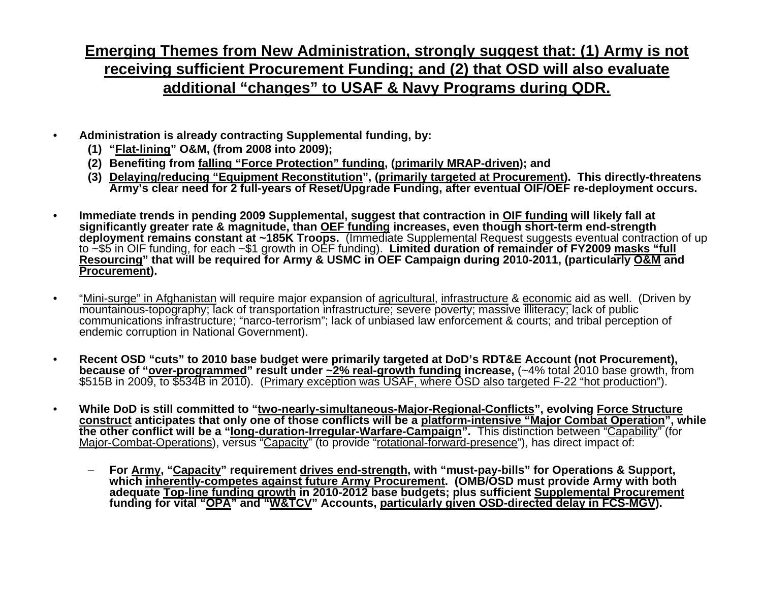## Emerging Themes from New Administration, strongly suggest that: (1) Army is not receiving sufficient Procurement Funding; and (2) that OSD will also evaluate additional "changes" to USAF & Navy Programs during QDR.

- **Administration is already contracting Supplemental funding, by:**
  - **(1) "Flat-lining" O&M, (from 2008 into 2009);**
  - **(2) Benefiting from falling "Force Protection" funding, (primarily MRAP-driven); and**
  - **(3) Delaying/reducing "Equipment Reconstitution", (primarily targeted at Procurement). This directly-threatens Army's clear need for 2 full-years of Reset/Upgrade Funding, after eventual OIF/OEF re-deployment occurs.**

- **Immediate trends in pending 2009 Supplemental, suggest that contraction in OIF funding will likely fall at significantly greater rate & magnitude, than OEF funding increases, even though short-term end-strength deployment remains constant at ~185K Troops.** (Immediate Supplemental Request suggests eventual contraction of up to ~$5 in OIF funding, for each ~$1 growth in OEF funding). **Limited duration of remainder of FY2009 masks "full Resourcing" that will be required for Army & USMC in OEF Campaign during 2010-2011, (particularly O&M and Procurement).**

- "Mini-surge" in Afghanistan will require major expansion of agricultural, infrastructure & economic aid as well. (Driven by mountainous-topography; lack of transportation infrastructure; severe poverty; massive illiteracy; lack of public communications infrastructure; "narco-terrorism"; lack of unbiased law enforcement & courts; and tribal perception of endemic corruption in National Government).

- **Recent OSD "cuts" to 2010 base budget were primarily targeted at DoD's RDT&E Account (not Procurement), because of "over-programmed" result under ~2% real-growth funding increase,** (~4% total 2010 base growth, from $515B in 2009, to $534B in 2010). (Primary exception was USAF, where OSD also targeted F-22 "hot production").

- **While DoD is still committed to "two-nearly-simultaneous-Major-Regional-Conflicts", evolving Force Structure construct anticipates that only one of those conflicts will be a platform-intensive "Major Combat Operation", while the other conflict will be a "long-duration-Irregular-Warfare-Campaign".** This distinction between "Capability" (for Major-Combat-Operations), versus "Capacity" (to provide "rotational-forward-presence"), has direct impact of:
  - **For Army, "Capacity" requirement drives end-strength, with "must-pay-bills" for Operations & Support, which inherently-competes against future Army Procurement. (OMB/OSD must provide Army with both adequate Top-line funding growth in 2010-2012 base budgets; plus sufficient Supplemental Procurement funding for vital "OPA" and "W&TCV" Accounts, particularly given OSD-directed delay in FCS-MGV).**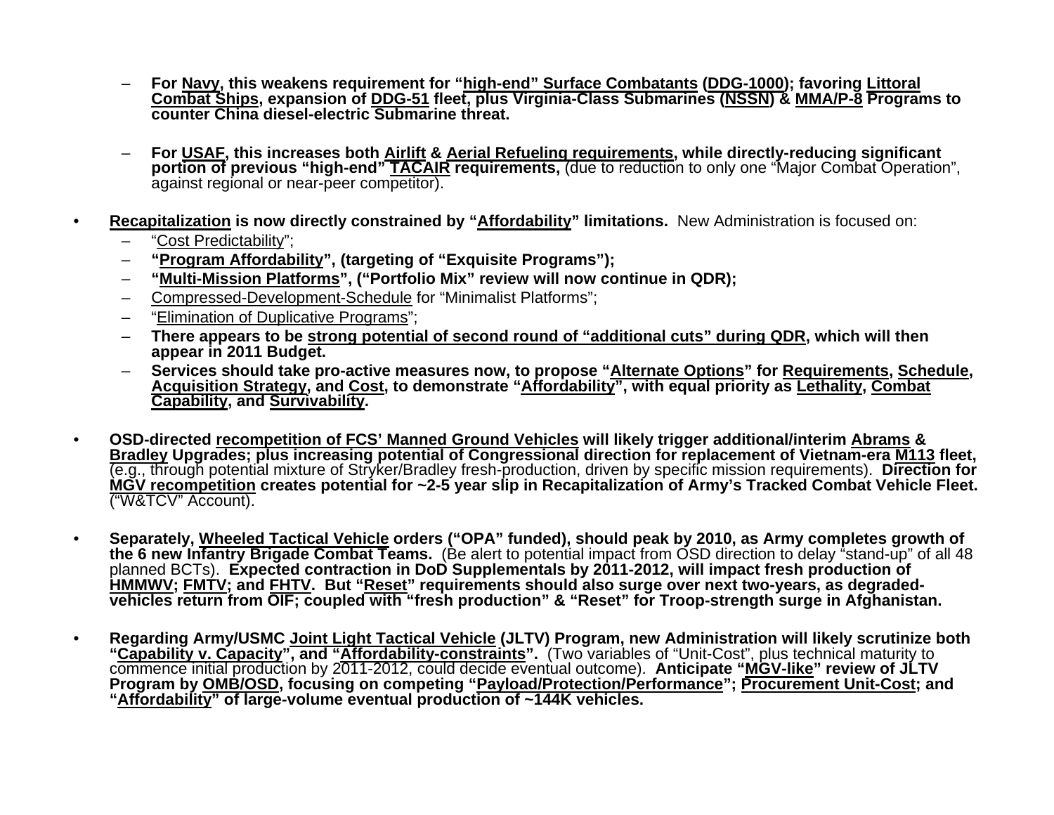- **For Navy, this weakens requirement for "high-end" Surface Combatants (DDG-1000); favoring Littoral Combat Ships, expansion of DDG-51 fleet, plus Virginia-Class Submarines (NSSN) & MMA/P-8 Programs to counter China diesel-electric Submarine threat.**

- **For USAF, this increases both Airlift & Aerial Refueling requirements, while directly-reducing significant portion of previous "high-end" TACAIR requirements,** (due to reduction to only one "Major Combat Operation", against regional or near-peer competitor).

- **Recapitalization is now directly constrained by "Affordability" limitations.** New Administration is focused on:
  - "Cost Predictability";
  - **"Program Affordability", (targeting of "Exquisite Programs");**
  - **"Multi-Mission Platforms", ("Portfolio Mix" review will now continue in QDR);**
  - Compressed-Development-Schedule for "Minimalist Platforms";
  - "Elimination of Duplicative Programs";
  - **There appears to be strong potential of second round of "additional cuts" during QDR, which will then appear in 2011 Budget.**
  - **Services should take pro-active measures now, to propose "Alternate Options" for Requirements, Schedule, Acquisition Strategy, and Cost, to demonstrate "Affordability", with equal priority as Lethality, Combat Capability, and Survivability.**

- **OSD-directed recompetition of FCS' Manned Ground Vehicles will likely trigger additional/interim Abrams & Bradley Upgrades; plus increasing potential of Congressional direction for replacement of Vietnam-era M113 fleet,** (e.g., through potential mixture of Stryker/Bradley fresh-production, driven by specific mission requirements). **Direction for MGV recompetition creates potential for ~2-5 year slip in Recapitalization of Army's Tracked Combat Vehicle Fleet.** ("W&TCV" Account).

- **Separately, Wheeled Tactical Vehicle orders ("OPA" funded), should peak by 2010, as Army completes growth of the 6 new Infantry Brigade Combat Teams.** (Be alert to potential impact from OSD direction to delay "stand-up" of all 48 planned BCTs). **Expected contraction in DoD Supplementals by 2011-2012, will impact fresh production of HMMWV; FMTV; and FHTV. But "Reset" requirements should also surge over next two-years, as degraded-vehicles return from OIF; coupled with "fresh production" & "Reset" for Troop-strength surge in Afghanistan.**

- **Regarding Army/USMC Joint Light Tactical Vehicle (JLTV) Program, new Administration will likely scrutinize both "Capability v. Capacity", and "Affordability-constraints".** (Two variables of "Unit-Cost", plus technical maturity to commence initial production by 2011-2012, could decide eventual outcome). **Anticipate "MGV-like" review of JLTV Program by OMB/OSD, focusing on competing "Payload/Protection/Performance"; Procurement Unit-Cost; and "Affordability" of large-volume eventual production of ~144K vehicles.**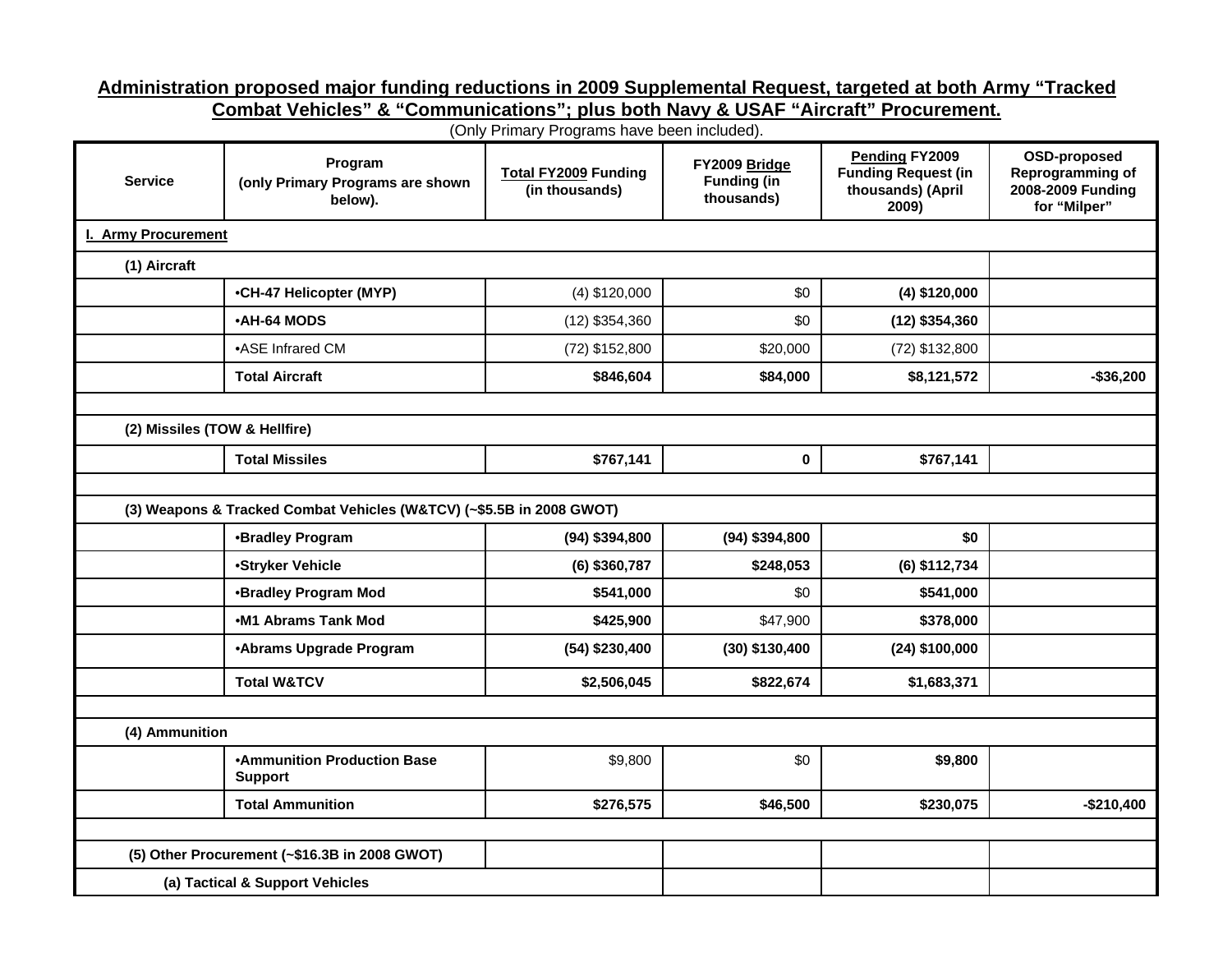**Administration proposed major funding reductions in 2009 Supplemental Request, targeted at both Army "Tracked Combat Vehicles" & "Communications"; plus both Navy & USAF "Aircraft" Procurement.**

(Only Primary Programs have been included).

| Service | Program (only Primary Programs are shown below). | Total FY2009 Funding (in thousands) | FY2009 Bridge Funding (in thousands) | Pending FY2009 Funding Request (in thousands) (April 2009) | OSD-proposed Reprogramming of 2008-2009 Funding for "Milper" |
|---|---|---|---|---|---|
| **I. Army Procurement** | | | | | |
| **(1) Aircraft** | | | | | |
| | **•CH-47 Helicopter (MYP)** | (4) $120,000 | $0 | **(4) $120,000** | |
| | **•AH-64 MODS** | (12) $354,360 | $0 | **(12) $354,360** | |
| | •ASE Infrared CM | (72) $152,800 | $20,000 | (72) $132,800 | |
| | **Total Aircraft** | **$846,604** | **$84,000** | **$8,121,572** | **-$36,200** |
| | | | | | |
| **(2) Missiles (TOW & Hellfire)** | | | | | |
| | **Total Missiles** | **$767,141** | **0** | **$767,141** | |
| | | | | | |
| **(3) Weapons & Tracked Combat Vehicles (W&TCV) (~$5.5B in 2008 GWOT)** | | | | | |
| | **•Bradley Program** | **(94) $394,800** | **(94) $394,800** | **$0** | |
| | **•Stryker Vehicle** | **(6) $360,787** | **$248,053** | **(6) $112,734** | |
| | **•Bradley Program Mod** | **$541,000** | $0 | **$541,000** | |
| | **•M1 Abrams Tank Mod** | **$425,900** | $47,900 | **$378,000** | |
| | **•Abrams Upgrade Program** | **(54) $230,400** | **(30) $130,400** | **(24) $100,000** | |
| | **Total W&TCV** | **$2,506,045** | **$822,674** | **$1,683,371** | |
| | | | | | |
| **(4) Ammunition** | | | | | |
| | **•Ammunition Production Base Support** | $9,800 | $0 | **$9,800** | |
| | **Total Ammunition** | **$276,575** | **$46,500** | **$230,075** | **-$210,400** |
| | | | | | |
| **(5) Other Procurement (~$16.3B in 2008 GWOT)** | | | | | |
| **(a) Tactical & Support Vehicles** | | | | | |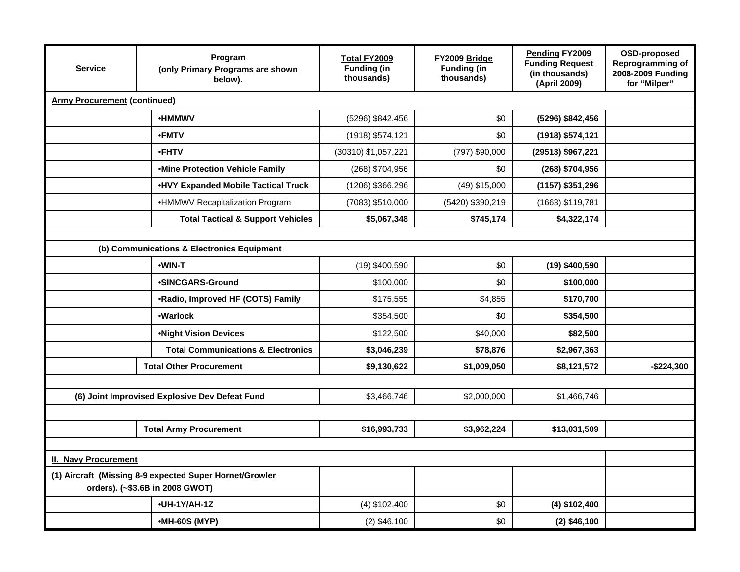| Service | Program (only Primary Programs are shown below). | Total FY2009 Funding (in thousands) | FY2009 Bridge Funding (in thousands) | Pending FY2009 Funding Request (in thousands) (April 2009) | OSD-proposed Reprogramming of 2008-2009 Funding for "Milper" |
|---|---|---|---|---|---|
| **Army Procurement (continued)** | | | | | |
| | **•HMMWV** | (5296) $842,456 | $0 | **(5296) $842,456** | |
| | **•FMTV** | (1918) $574,121 | $0 | **(1918) $574,121** | |
| | **•FHTV** | (30310) $1,057,221 | (797) $90,000 | **(29513) $967,221** | |
| | **•Mine Protection Vehicle Family** | (268) $704,956 | $0 | **(268) $704,956** | |
| | **•HVY Expanded Mobile Tactical Truck** | (1206) $366,296 | (49) $15,000 | **(1157) $351,296** | |
| | •HMMWV Recapitalization Program | (7083) $510,000 | (5420) $390,219 | (1663) $119,781 | |
| | **Total Tactical & Support Vehicles** | **$5,067,348** | **$745,174** | **$4,322,174** | |
| | | | | | |
| **(b) Communications & Electronics Equipment** | | | | | |
| | **•WIN-T** | (19) $400,590 | $0 | **(19) $400,590** | |
| | **•SINCGARS-Ground** | $100,000 | $0 | **$100,000** | |
| | **•Radio, Improved HF (COTS) Family** | $175,555 | $4,855 | **$170,700** | |
| | **•Warlock** | $354,500 | $0 | **$354,500** | |
| | **•Night Vision Devices** | $122,500 | $40,000 | **$82,500** | |
| | **Total Communications & Electronics** | **$3,046,239** | **$78,876** | **$2,967,363** | |
| | **Total Other Procurement** | **$9,130,622** | **$1,009,050** | **$8,121,572** | **-$224,300** |
| | | | | | |
| **(6) Joint Improvised Explosive Dev Defeat Fund** | | $3,466,746 | $2,000,000 | $1,466,746 | |
| | | | | | |
| | **Total Army Procurement** | **$16,993,733** | **$3,962,224** | **$13,031,509** | |
| | | | | | |
| **II. Navy Procurement** | | | | | |
| **(1) Aircraft (Missing 8-9 expected Super Hornet/Growler orders). (~$3.6B in 2008 GWOT)** | | | | | |
| | **•UH-1Y/AH-1Z** | (4) $102,400 | $0 | **(4) $102,400** | |
| | **•MH-60S (MYP)** | (2) $46,100 | $0 | **(2) $46,100** | |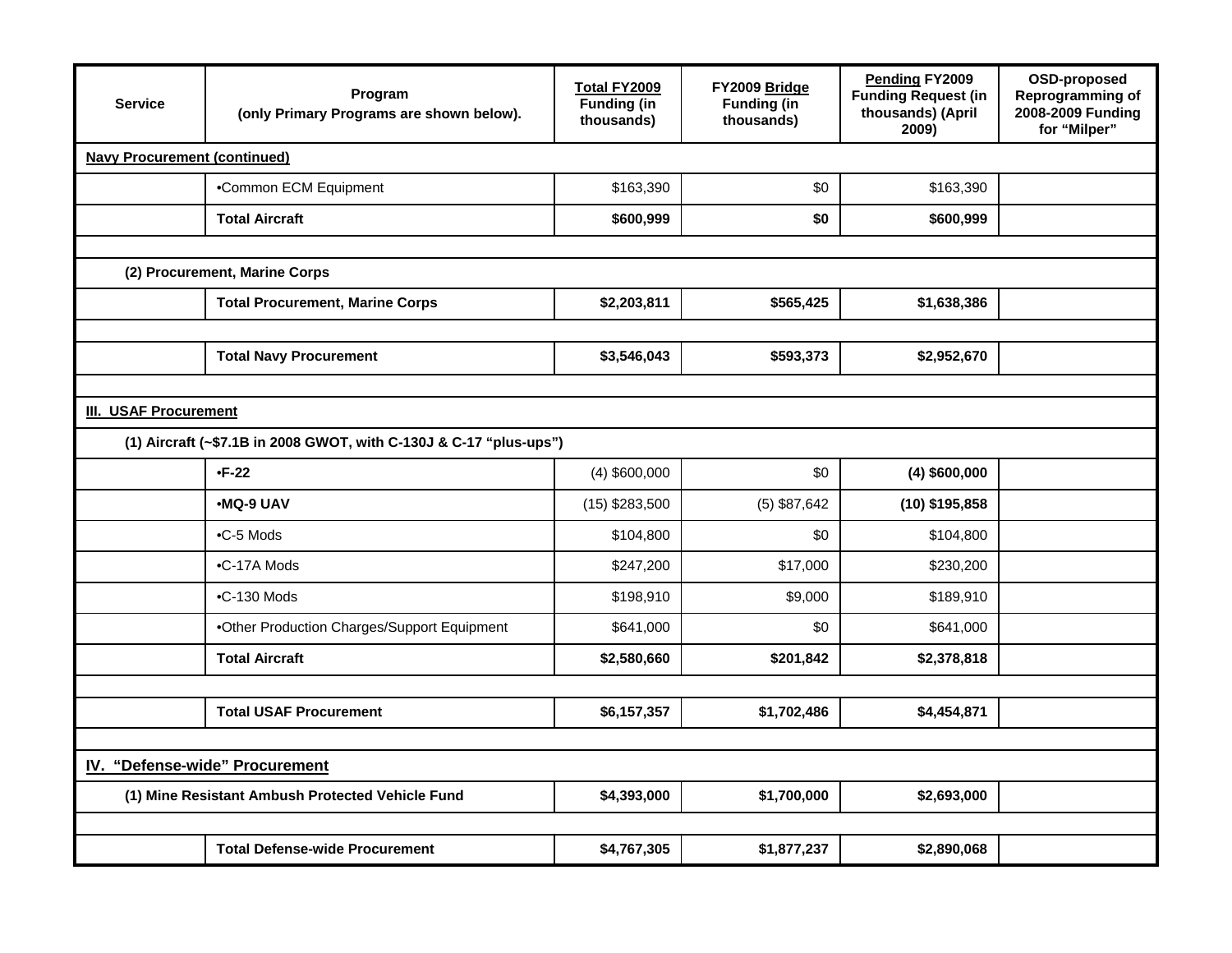| Service | Program (only Primary Programs are shown below). | Total FY2009 Funding (in thousands) | FY2009 Bridge Funding (in thousands) | Pending FY2009 Funding Request (in thousands) (April 2009) | OSD-proposed Reprogramming of 2008-2009 Funding for "Milper" |
|---|---|---|---|---|---|
| **Navy Procurement (continued)** | | | | | |
| | •Common ECM Equipment | $163,390 | $0 | $163,390 | |
| | **Total Aircraft** | **$600,999** | **$0** | **$600,999** | |
| | | | | | |
| **(2) Procurement, Marine Corps** | | | | | |
| | **Total Procurement, Marine Corps** | **$2,203,811** | **$565,425** | **$1,638,386** | |
| | | | | | |
| | **Total Navy Procurement** | **$3,546,043** | **$593,373** | **$2,952,670** | |
| | | | | | |
| **III. USAF Procurement** | | | | | |
| **(1) Aircraft (~$7.1B in 2008 GWOT, with C-130J & C-17 "plus-ups")** | | | | | |
| | **•F-22** | (4) $600,000 | $0 | **(4) $600,000** | |
| | **•MQ-9 UAV** | (15) $283,500 | (5) $87,642 | **(10) $195,858** | |
| | •C-5 Mods | $104,800 | $0 | $104,800 | |
| | •C-17A Mods | $247,200 | $17,000 | $230,200 | |
| | •C-130 Mods | $198,910 | $9,000 | $189,910 | |
| | •Other Production Charges/Support Equipment | $641,000 | $0 | $641,000 | |
| | **Total Aircraft** | **$2,580,660** | **$201,842** | **$2,378,818** | |
| | | | | | |
| | **Total USAF Procurement** | **$6,157,357** | **$1,702,486** | **$4,454,871** | |
| | | | | | |
| **IV. "Defense-wide" Procurement** | | | | | |
| **(1) Mine Resistant Ambush Protected Vehicle Fund** | | **$4,393,000** | **$1,700,000** | **$2,693,000** | |
| | | | | | |
| | **Total Defense-wide Procurement** | **$4,767,305** | **$1,877,237** | **$2,890,068** | |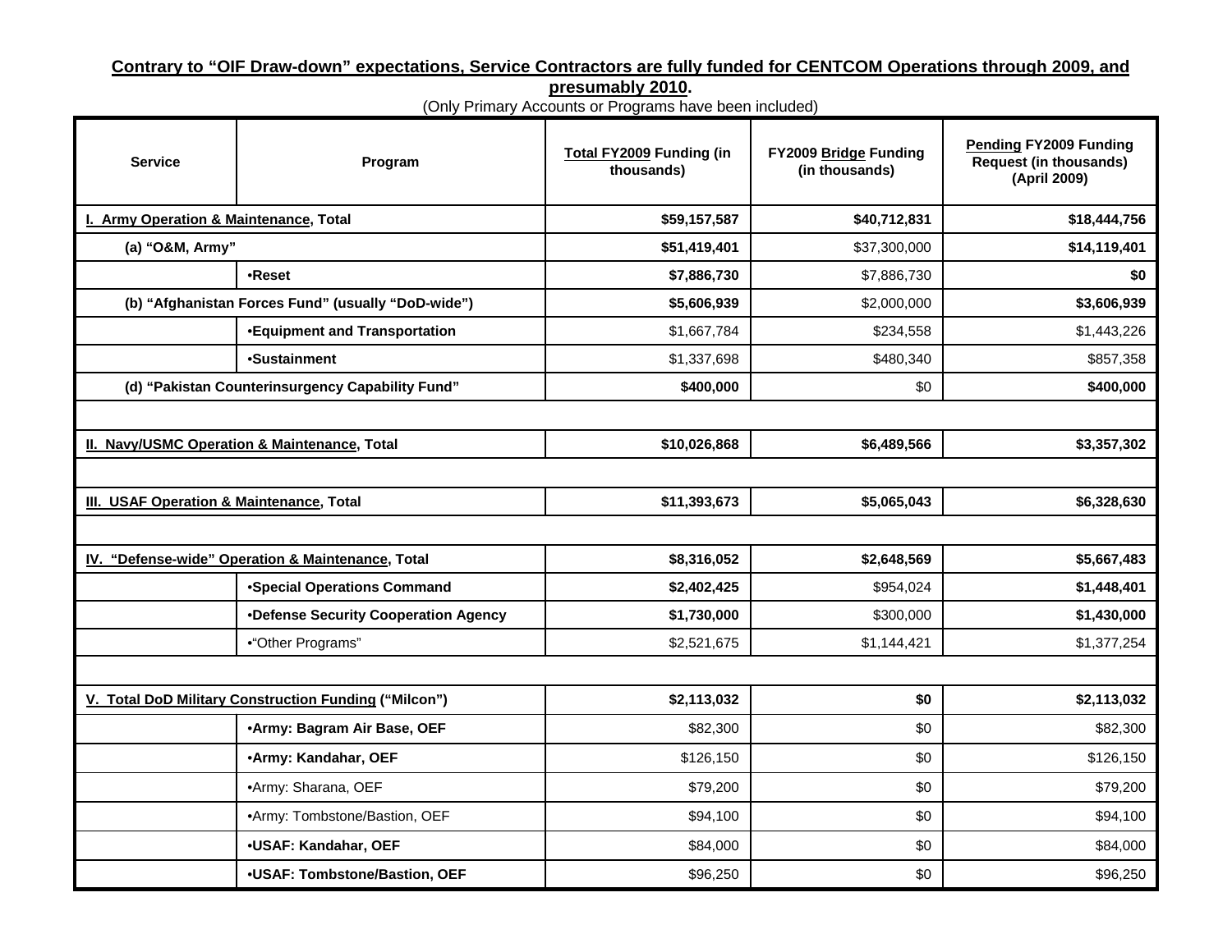**Contrary to "OIF Draw-down" expectations, Service Contractors are fully funded for CENTCOM Operations through 2009, and presumably 2010.**

(Only Primary Accounts or Programs have been included)

| Service | Program | Total FY2009 Funding (in thousands) | FY2009 Bridge Funding (in thousands) | Pending FY2009 Funding Request (in thousands) (April 2009) |
|---|---|---|---|---|
| **I. Army Operation & Maintenance, Total** | | **$59,157,587** | **$40,712,831** | **$18,444,756** |
| **(a) "O&M, Army"** | | **$51,419,401** | $37,300,000 | **$14,119,401** |
| | **•Reset** | **$7,886,730** | $7,886,730 | **$0** |
| **(b) "Afghanistan Forces Fund" (usually "DoD-wide")** | | **$5,606,939** | $2,000,000 | **$3,606,939** |
| | **•Equipment and Transportation** | $1,667,784 | $234,558 | $1,443,226 |
| | **•Sustainment** | $1,337,698 | $480,340 | $857,358 |
| **(d) "Pakistan Counterinsurgency Capability Fund"** | | **$400,000** | $0 | **$400,000** |
| | | | | |
| **II. Navy/USMC Operation & Maintenance, Total** | | **$10,026,868** | **$6,489,566** | **$3,357,302** |
| | | | | |
| **III. USAF Operation & Maintenance, Total** | | **$11,393,673** | **$5,065,043** | **$6,328,630** |
| | | | | |
| **IV. "Defense-wide" Operation & Maintenance, Total** | | **$8,316,052** | **$2,648,569** | **$5,667,483** |
| | **•Special Operations Command** | **$2,402,425** | $954,024 | **$1,448,401** |
| | **•Defense Security Cooperation Agency** | **$1,730,000** | $300,000 | **$1,430,000** |
| | •"Other Programs" | $2,521,675 | $1,144,421 | $1,377,254 |
| | | | | |
| **V. Total DoD Military Construction Funding ("Milcon")** | | **$2,113,032** | **$0** | **$2,113,032** |
| | **•Army: Bagram Air Base, OEF** | $82,300 | $0 | $82,300 |
| | **•Army: Kandahar, OEF** | $126,150 | $0 | $126,150 |
| | •Army: Sharana, OEF | $79,200 | $0 | $79,200 |
| | •Army: Tombstone/Bastion, OEF | $94,100 | $0 | $94,100 |
| | **•USAF: Kandahar, OEF** | $84,000 | $0 | $84,000 |
| | **•USAF: Tombstone/Bastion, OEF** | $96,250 | $0 | $96,250 |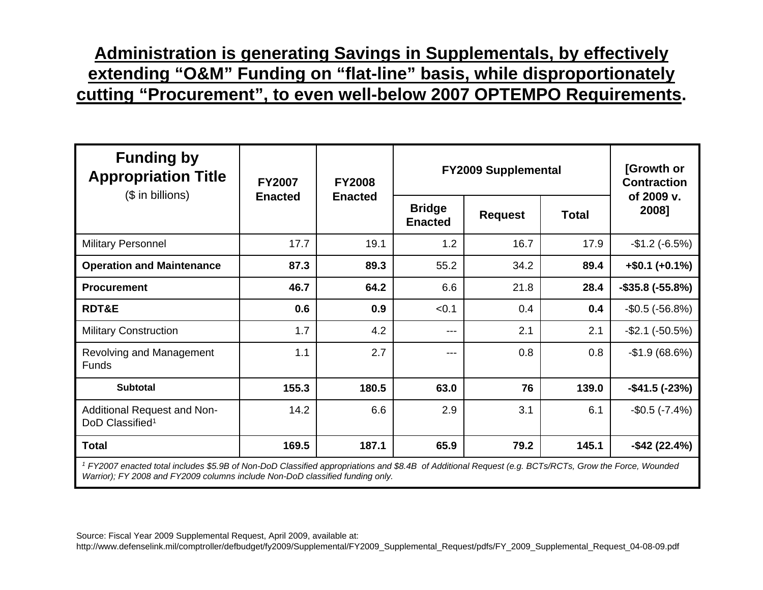# Administration is generating Savings in Supplementals, by effectively extending "O&M" Funding on "flat-line" basis, while disproportionately cutting "Procurement", to even well-below 2007 OPTEMPO Requirements.

| **Funding by Appropriation Title** ($ in billions) | **FY2007 Enacted** | **FY2008 Enacted** | **FY2009 Supplemental** | | | **[Growth or Contraction of 2009 v. 2008]** |
|---|---|---|---|---|---|---|
| | | | **Bridge Enacted** | **Request** | **Total** | |
| Military Personnel | 17.7 | 19.1 | 1.2 | 16.7 | 17.9 | -$1.2 (-6.5%) |
| **Operation and Maintenance** | **87.3** | **89.3** | 55.2 | 34.2 | **89.4** | **+$0.1 (+0.1%)** |
| **Procurement** | **46.7** | **64.2** | 6.6 | 21.8 | **28.4** | **-$35.8 (-55.8%)** |
| **RDT&E** | **0.6** | **0.9** | <0.1 | 0.4 | **0.4** | -$0.5 (-56.8%) |
| Military Construction | 1.7 | 4.2 | --- | 2.1 | 2.1 | -$2.1 (-50.5%) |
| Revolving and Management Funds | 1.1 | 2.7 | --- | 0.8 | 0.8 | -$1.9 (68.6%) |
| **Subtotal** | **155.3** | **180.5** | **63.0** | **76** | **139.0** | **-$41.5 (-23%)** |
| Additional Request and Non-DoD Classified[1] | 14.2 | 6.6 | 2.9 | 3.1 | 6.1 | -$0.5 (-7.4%) |
| **Total** | **169.5** | **187.1** | **65.9** | **79.2** | **145.1** | **-$42 (22.4%)** |

*[1] FY2007 enacted total includes $5.9B of Non-DoD Classified appropriations and $8.4B of Additional Request (e.g. BCTs/RCTs, Grow the Force, Wounded Warrior); FY 2008 and FY2009 columns include Non-DoD classified funding only.*

Source: Fiscal Year 2009 Supplemental Request, April 2009, available at:
http://www.defenselink.mil/comptroller/defbudget/fy2009/Supplemental/FY2009_Supplemental_Request/pdfs/FY_2009_Supplemental_Request_04-08-09.pdf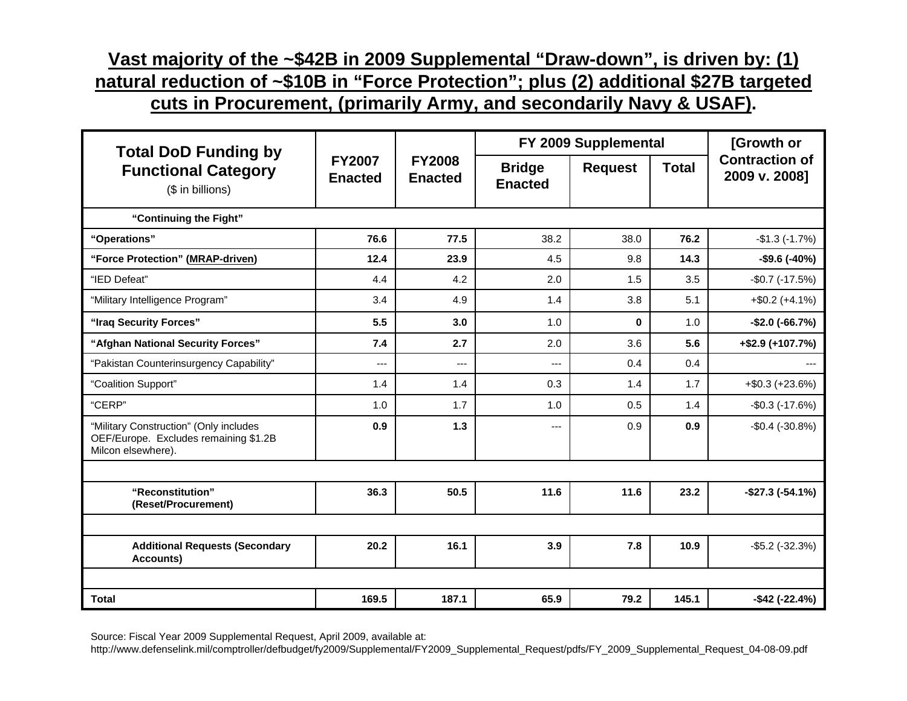**Vast majority of the ~$42B in 2009 Supplemental "Draw-down", is driven by: (1) natural reduction of ~$10B in "Force Protection"; plus (2) additional $27B targeted cuts in Procurement, (primarily Army, and secondarily Navy & USAF).**

| Total DoD Funding by Functional Category ($ in billions) | FY2007 Enacted | FY2008 Enacted | FY 2009 Supplemental | | | [Growth or Contraction of 2009 v. 2008] |
|---|---|---|---|---|---|---|
| | | | Bridge Enacted | Request | Total | |
| **"Continuing the Fight"** | | | | | | |
| **"Operations"** | **76.6** | **77.5** | 38.2 | 38.0 | **76.2** | -$1.3 (-1.7%) |
| **"Force Protection" (MRAP-driven)** | **12.4** | **23.9** | 4.5 | 9.8 | **14.3** | **-$9.6 (-40%)** |
| "IED Defeat" | 4.4 | 4.2 | 2.0 | 1.5 | 3.5 | -$0.7 (-17.5%) |
| "Military Intelligence Program" | 3.4 | 4.9 | 1.4 | 3.8 | 5.1 | +$0.2 (+4.1%) |
| **"Iraq Security Forces"** | **5.5** | **3.0** | 1.0 | **0** | 1.0 | **-$2.0 (-66.7%)** |
| **"Afghan National Security Forces"** | **7.4** | **2.7** | 2.0 | 3.6 | **5.6** | **+$2.9 (+107.7%)** |
| "Pakistan Counterinsurgency Capability" | --- | --- | --- | 0.4 | 0.4 | --- |
| "Coalition Support" | 1.4 | 1.4 | 0.3 | 1.4 | 1.7 | +$0.3 (+23.6%) |
| "CERP" | 1.0 | 1.7 | 1.0 | 0.5 | 1.4 | -$0.3 (-17.6%) |
| "Military Construction" (Only includes OEF/Europe. Excludes remaining $1.2B Milcon elsewhere). | **0.9** | **1.3** | --- | 0.9 | **0.9** | -$0.4 (-30.8%) |
| | | | | | | |
| **"Reconstitution" (Reset/Procurement)** | **36.3** | **50.5** | **11.6** | **11.6** | **23.2** | **-$27.3 (-54.1%)** |
| | | | | | | |
| **Additional Requests (Secondary Accounts)** | **20.2** | **16.1** | **3.9** | **7.8** | **10.9** | -$5.2 (-32.3%) |
| | | | | | | |
| **Total** | **169.5** | **187.1** | **65.9** | **79.2** | **145.1** | **-$42 (-22.4%)** |

Source: Fiscal Year 2009 Supplemental Request, April 2009, available at: http://www.defenselink.mil/comptroller/defbudget/fy2009/Supplemental/FY2009_Supplemental_Request/pdfs/FY_2009_Supplemental_Request_04-08-09.pdf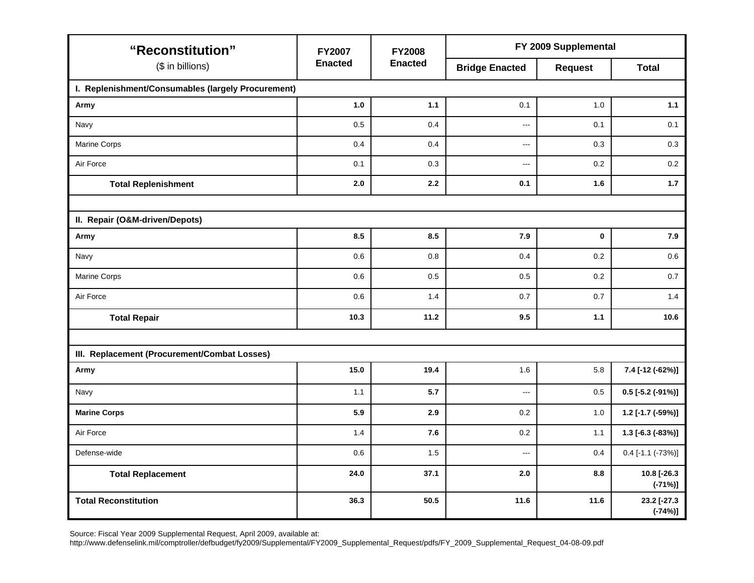| "Reconstitution" ($ in billions) | FY2007 Enacted | FY2008 Enacted | FY 2009 Supplemental | | |
|---|---|---|---|---|---|
| | | | Bridge Enacted | Request | Total |
| **I. Replenishment/Consumables (largely Procurement)** | | | | | |
| **Army** | **1.0** | **1.1** | 0.1 | 1.0 | **1.1** |
| Navy | 0.5 | 0.4 | --- | 0.1 | 0.1 |
| Marine Corps | 0.4 | 0.4 | --- | 0.3 | 0.3 |
| Air Force | 0.1 | 0.3 | --- | 0.2 | 0.2 |
| **Total Replenishment** | **2.0** | **2.2** | **0.1** | **1.6** | **1.7** |
| | | | | | |
| **II. Repair (O&M-driven/Depots)** | | | | | |
| **Army** | **8.5** | **8.5** | **7.9** | **0** | **7.9** |
| Navy | 0.6 | 0.8 | 0.4 | 0.2 | 0.6 |
| Marine Corps | 0.6 | 0.5 | 0.5 | 0.2 | 0.7 |
| Air Force | 0.6 | 1.4 | 0.7 | 0.7 | 1.4 |
| **Total Repair** | **10.3** | **11.2** | **9.5** | **1.1** | **10.6** |
| | | | | | |
| **III. Replacement (Procurement/Combat Losses)** | | | | | |
| **Army** | **15.0** | **19.4** | 1.6 | 5.8 | **7.4 [-12 (-62%)]** |
| Navy | 1.1 | **5.7** | --- | 0.5 | **0.5 [-5.2 (-91%)]** |
| **Marine Corps** | **5.9** | **2.9** | 0.2 | 1.0 | **1.2 [-1.7 (-59%)]** |
| Air Force | 1.4 | **7.6** | 0.2 | 1.1 | **1.3 [-6.3 (-83%)]** |
| Defense-wide | 0.6 | 1.5 | --- | 0.4 | 0.4 [-1.1 (-73%)] |
| **Total Replacement** | **24.0** | **37.1** | **2.0** | **8.8** | **10.8 [-26.3 (-71%)]** |
| **Total Reconstitution** | **36.3** | **50.5** | **11.6** | **11.6** | **23.2 [-27.3 (-74%)]** |

Source: Fiscal Year 2009 Supplemental Request, April 2009, available at:
http://www.defenselink.mil/comptroller/defbudget/fy2009/Supplemental/FY2009_Supplemental_Request/pdfs/FY_2009_Supplemental_Request_04-08-09.pdf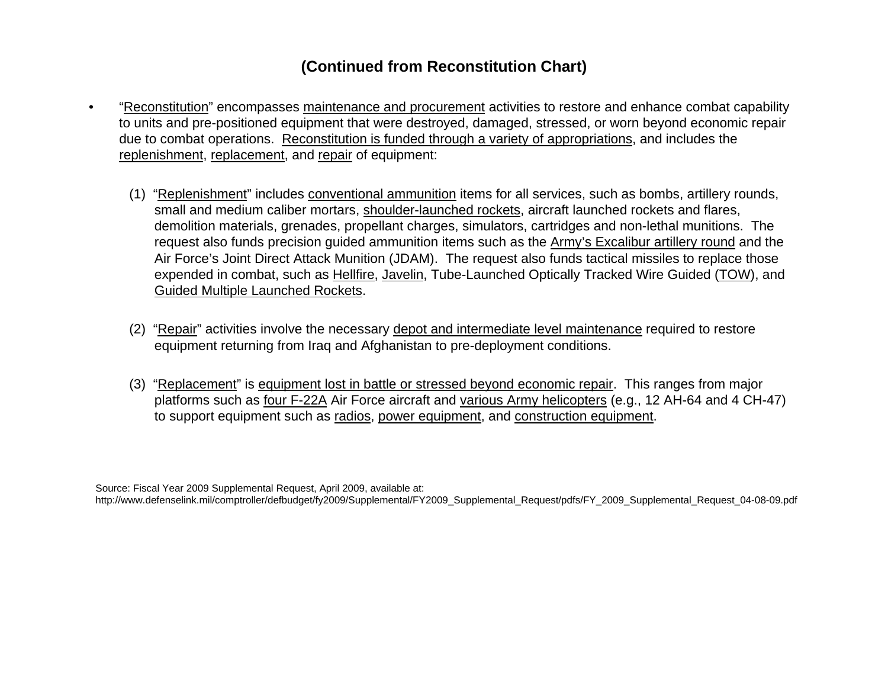## (Continued from Reconstitution Chart)

- "Reconstitution" encompasses maintenance and procurement activities to restore and enhance combat capability to units and pre-positioned equipment that were destroyed, damaged, stressed, or worn beyond economic repair due to combat operations. Reconstitution is funded through a variety of appropriations, and includes the replenishment, replacement, and repair of equipment:

  (1) "Replenishment" includes conventional ammunition items for all services, such as bombs, artillery rounds, small and medium caliber mortars, shoulder-launched rockets, aircraft launched rockets and flares, demolition materials, grenades, propellant charges, simulators, cartridges and non-lethal munitions. The request also funds precision guided ammunition items such as the Army's Excalibur artillery round and the Air Force's Joint Direct Attack Munition (JDAM). The request also funds tactical missiles to replace those expended in combat, such as Hellfire, Javelin, Tube-Launched Optically Tracked Wire Guided (TOW), and Guided Multiple Launched Rockets.

  (2) "Repair" activities involve the necessary depot and intermediate level maintenance required to restore equipment returning from Iraq and Afghanistan to pre-deployment conditions.

  (3) "Replacement" is equipment lost in battle or stressed beyond economic repair. This ranges from major platforms such as four F-22A Air Force aircraft and various Army helicopters (e.g., 12 AH-64 and 4 CH-47) to support equipment such as radios, power equipment, and construction equipment.

Source: Fiscal Year 2009 Supplemental Request, April 2009, available at: http://www.defenselink.mil/comptroller/defbudget/fy2009/Supplemental/FY2009_Supplemental_Request/pdfs/FY_2009_Supplemental_Request_04-08-09.pdf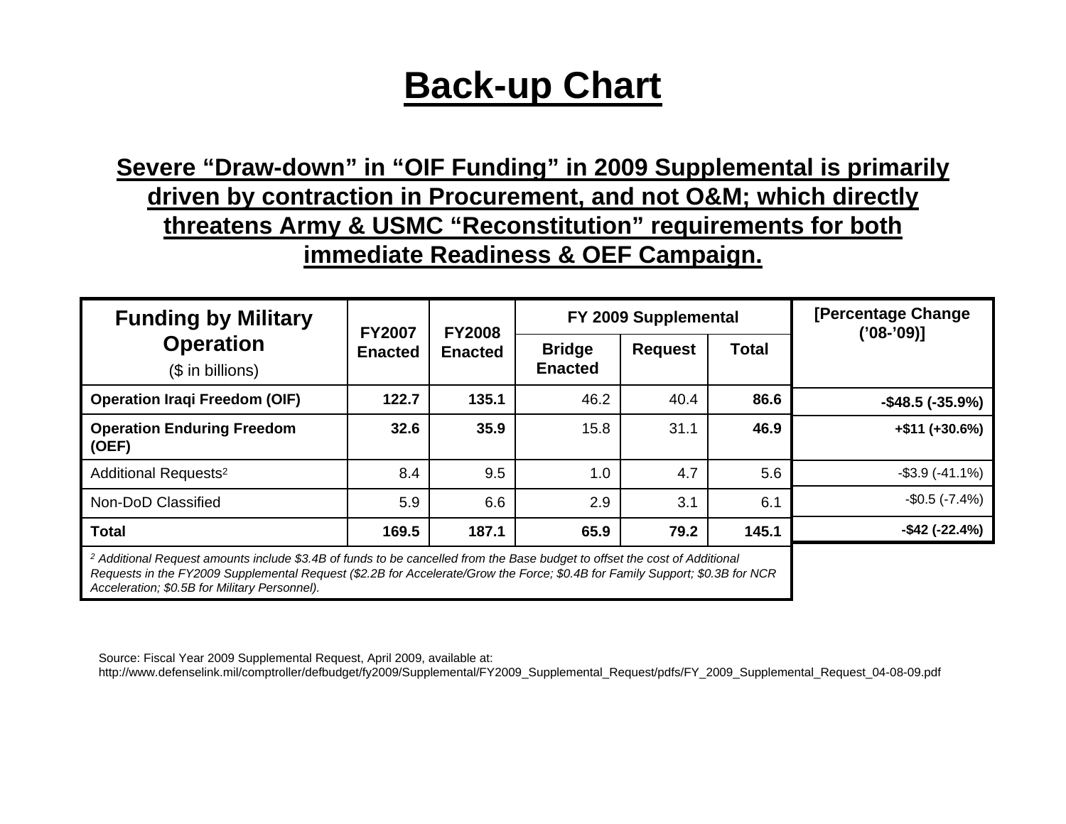# Back-up Chart

## Severe "Draw-down" in "OIF Funding" in 2009 Supplemental is primarily driven by contraction in Procurement, and not O&M; which directly threatens Army & USMC "Reconstitution" requirements for both immediate Readiness & OEF Campaign.

| Funding by Military Operation ($ in billions) | FY2007 Enacted | FY2008 Enacted | FY 2009 Supplemental | | | [Percentage Change ('08-'09)] |
|---|---|---|---|---|---|---|
| | | | Bridge Enacted | Request | Total | |
| **Operation Iraqi Freedom (OIF)** | **122.7** | **135.1** | 46.2 | 40.4 | **86.6** | **-$48.5 (-35.9%)** |
| **Operation Enduring Freedom (OEF)** | **32.6** | **35.9** | 15.8 | 31.1 | **46.9** | **+$11 (+30.6%)** |
| Additional Requests[2] | 8.4 | 9.5 | 1.0 | 4.7 | 5.6 | -$3.9 (-41.1%) |
| Non-DoD Classified | 5.9 | 6.6 | 2.9 | 3.1 | 6.1 | -$0.5 (-7.4%) |
| **Total** | **169.5** | **187.1** | **65.9** | **79.2** | **145.1** | **-$42 (-22.4%)** |

*[2] Additional Request amounts include $3.4B of funds to be cancelled from the Base budget to offset the cost of Additional Requests in the FY2009 Supplemental Request ($2.2B for Accelerate/Grow the Force; $0.4B for Family Support; $0.3B for NCR Acceleration; $0.5B for Military Personnel).*

Source: Fiscal Year 2009 Supplemental Request, April 2009, available at: http://www.defenselink.mil/comptroller/defbudget/fy2009/Supplemental/FY2009_Supplemental_Request/pdfs/FY_2009_Supplemental_Request_04-08-09.pdf